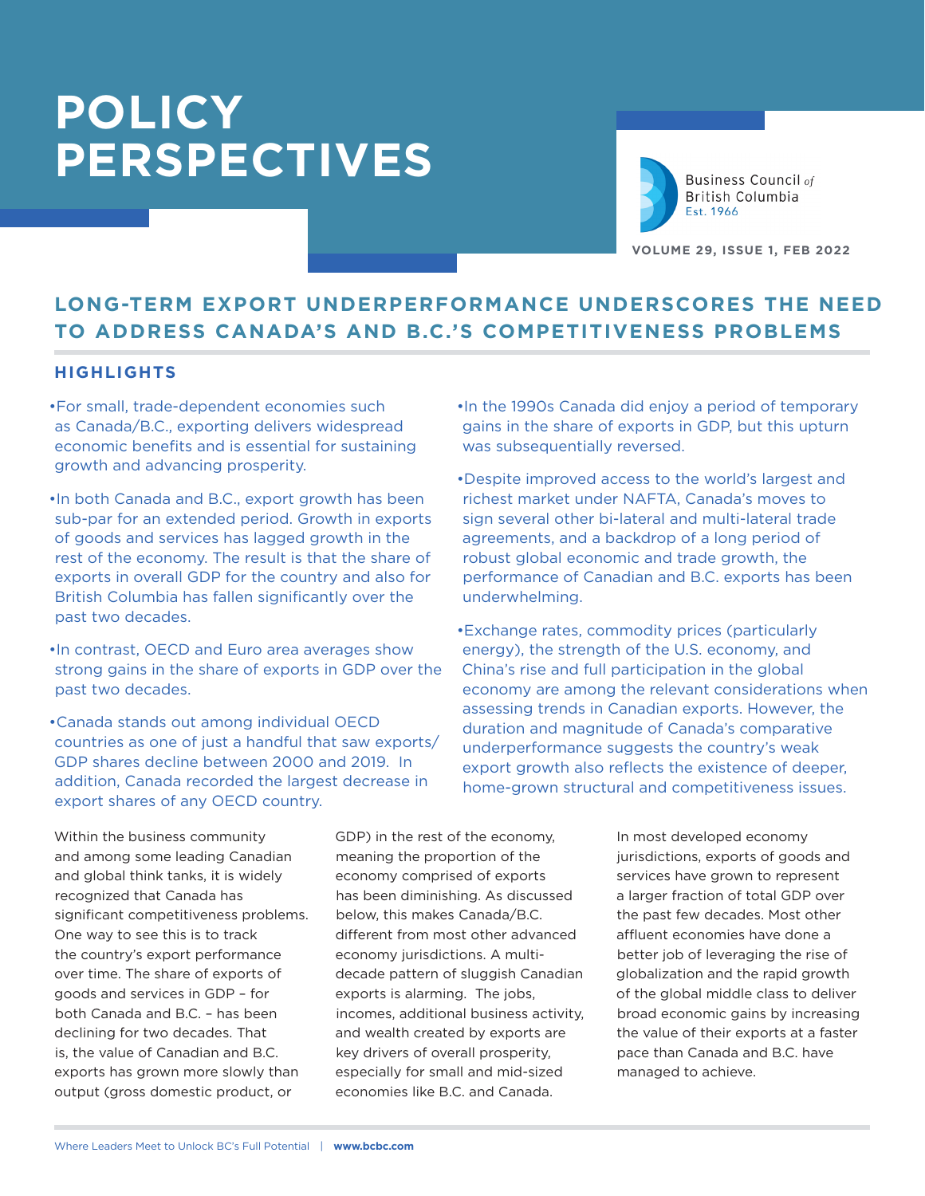# POLICY PERSPECTIVES

Business Council of British Columbia
Est. 1966

VOLUME 29, ISSUE 1, FEB 2022

## LONG-TERM EXPORT UNDERPERFORMANCE UNDERSCORES THE NEED TO ADDRESS CANADA'S AND B.C.'S COMPETITIVENESS PROBLEMS

### HIGHLIGHTS

- For small, trade-dependent economies such as Canada/B.C., exporting delivers widespread economic benefits and is essential for sustaining growth and advancing prosperity.
- In both Canada and B.C., export growth has been sub-par for an extended period. Growth in exports of goods and services has lagged growth in the rest of the economy. The result is that the share of exports in overall GDP for the country and also for British Columbia has fallen significantly over the past two decades.
- In contrast, OECD and Euro area averages show strong gains in the share of exports in GDP over the past two decades.
- Canada stands out among individual OECD countries as one of just a handful that saw exports/GDP shares decline between 2000 and 2019. In addition, Canada recorded the largest decrease in export shares of any OECD country.
- In the 1990s Canada did enjoy a period of temporary gains in the share of exports in GDP, but this upturn was subsequentially reversed.
- Despite improved access to the world's largest and richest market under NAFTA, Canada's moves to sign several other bi-lateral and multi-lateral trade agreements, and a backdrop of a long period of robust global economic and trade growth, the performance of Canadian and B.C. exports has been underwhelming.
- Exchange rates, commodity prices (particularly energy), the strength of the U.S. economy, and China's rise and full participation in the global economy are among the relevant considerations when assessing trends in Canadian exports. However, the duration and magnitude of Canada's comparative underperformance suggests the country's weak export growth also reflects the existence of deeper, home-grown structural and competitiveness issues.

Within the business community and among some leading Canadian and global think tanks, it is widely recognized that Canada has significant competitiveness problems. One way to see this is to track the country's export performance over time. The share of exports of goods and services in GDP – for both Canada and B.C. – has been declining for two decades. That is, the value of Canadian and B.C. exports has grown more slowly than output (gross domestic product, or GDP) in the rest of the economy, meaning the proportion of the economy comprised of exports has been diminishing. As discussed below, this makes Canada/B.C. different from most other advanced economy jurisdictions. A multi-decade pattern of sluggish Canadian exports is alarming. The jobs, incomes, additional business activity, and wealth created by exports are key drivers of overall prosperity, especially for small and mid-sized economies like B.C. and Canada.

In most developed economy jurisdictions, exports of goods and services have grown to represent a larger fraction of total GDP over the past few decades. Most other affluent economies have done a better job of leveraging the rise of globalization and the rapid growth of the global middle class to deliver broad economic gains by increasing the value of their exports at a faster pace than Canada and B.C. have managed to achieve.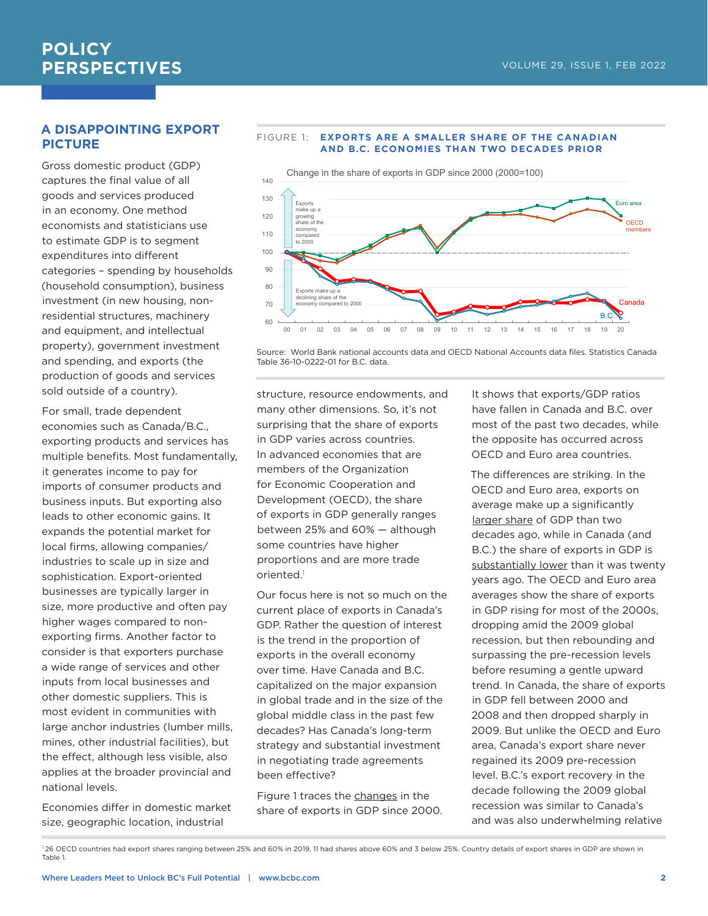## A DISAPPOINTING EXPORT PICTURE

Gross domestic product (GDP) captures the final value of all goods and services produced in an economy. One method economists and statisticians use to estimate GDP is to segment expenditures into different categories – spending by households (household consumption), business investment (in new housing, non-residential structures, machinery and equipment, and intellectual property), government investment and spending, and exports (the production of goods and services sold outside of a country).

For small, trade dependent economies such as Canada/B.C., exporting products and services has multiple benefits. Most fundamentally, it generates income to pay for imports of consumer products and business inputs. But exporting also leads to other economic gains. It expands the potential market for local firms, allowing companies/industries to scale up in size and sophistication. Export-oriented businesses are typically larger in size, more productive and often pay higher wages compared to non-exporting firms. Another factor to consider is that exporters purchase a wide range of services and other inputs from local businesses and other domestic suppliers. This is most evident in communities with large anchor industries (lumber mills, mines, other industrial facilities), but the effect, although less visible, also applies at the broader provincial and national levels.

Economies differ in domestic market size, geographic location, industrial structure, resource endowments, and many other dimensions. So, it's not surprising that the share of exports in GDP varies across countries. In advanced economies that are members of the Organization for Economic Cooperation and Development (OECD), the share of exports in GDP generally ranges between 25% and 60% — although some countries have higher proportions and are more trade oriented.[1]

Our focus here is not so much on the current place of exports in Canada's GDP. Rather the question of interest is the trend in the proportion of exports in the overall economy over time. Have Canada and B.C. capitalized on the major expansion in global trade and in the size of the global middle class in the past few decades? Has Canada's long-term strategy and substantial investment in negotiating trade agreements been effective?

Figure 1 traces the changes in the share of exports in GDP since 2000. It shows that exports/GDP ratios have fallen in Canada and B.C. over most of the past two decades, while the opposite has occurred across OECD and Euro area countries.

The differences are striking. In the OECD and Euro area, exports on average make up a significantly larger share of GDP than two decades ago, while in Canada (and B.C.) the share of exports in GDP is substantially lower than it was twenty years ago. The OECD and Euro area averages show the share of exports in GDP rising for most of the 2000s, dropping amid the 2009 global recession, but then rebounding and surpassing the pre-recession levels before resuming a gentle upward trend. In Canada, the share of exports in GDP fell between 2000 and 2008 and then dropped sharply in 2009. But unlike the OECD and Euro area, Canada's export share never regained its 2009 pre-recession level. B.C.'s export recovery in the decade following the 2009 global recession was similar to Canada's and was also underwhelming relative

FIGURE 1: **EXPORTS ARE A SMALLER SHARE OF THE CANADIAN AND B.C. ECONOMIES THAN TWO DECADES PRIOR**

Change in the share of exports in GDP since 2000 (2000=100)

Source: World Bank national accounts data and OECD National Accounts data files. Statistics Canada Table 36-10-0222-01 for B.C. data.

[1] 26 OECD countries had export shares ranging between 25% and 60% in 2019, 11 had shares above 60% and 3 below 25%. Country details of export shares in GDP are shown in Table 1.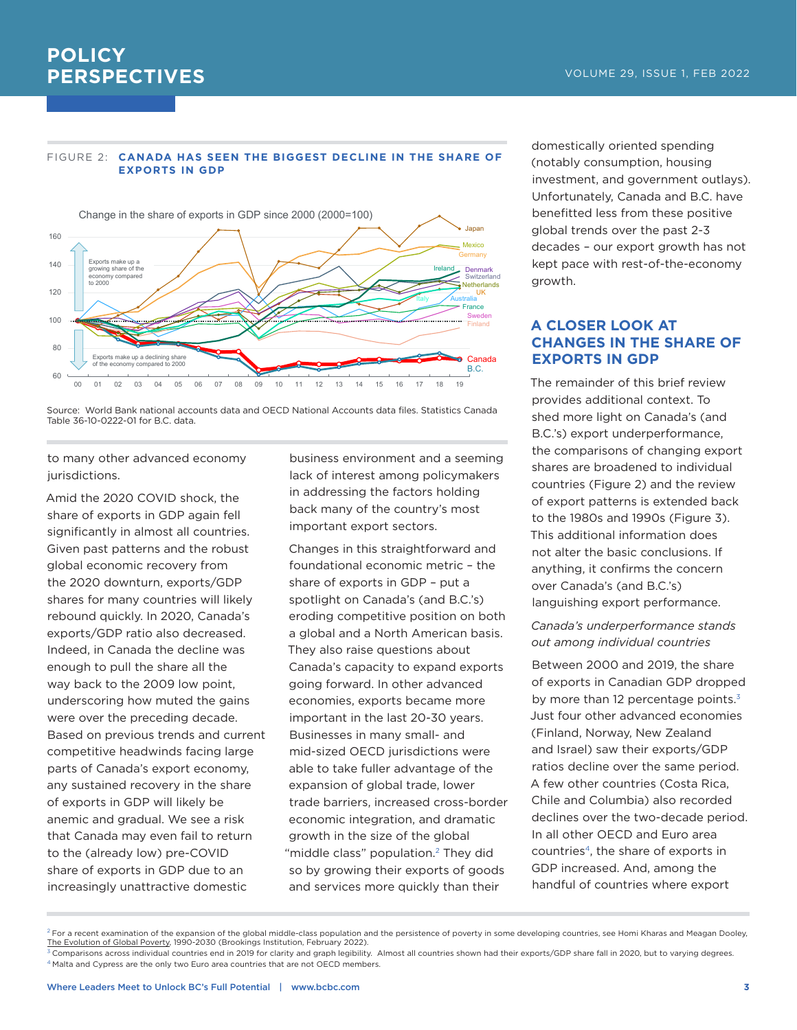FIGURE 2: **CANADA HAS SEEN THE BIGGEST DECLINE IN THE SHARE OF EXPORTS IN GDP**

Source: World Bank national accounts data and OECD National Accounts data files. Statistics Canada Table 36-10-0222-01 for B.C. data.

to many other advanced economy jurisdictions.

Amid the 2020 COVID shock, the share of exports in GDP again fell significantly in almost all countries. Given past patterns and the robust global economic recovery from the 2020 downturn, exports/GDP shares for many countries will likely rebound quickly. In 2020, Canada's exports/GDP ratio also decreased. Indeed, in Canada the decline was enough to pull the share all the way back to the 2009 low point, underscoring how muted the gains were over the preceding decade. Based on previous trends and current competitive headwinds facing large parts of Canada's export economy, any sustained recovery in the share of exports in GDP will likely be anemic and gradual. We see a risk that Canada may even fail to return to the (already low) pre-COVID share of exports in GDP due to an increasingly unattractive domestic business environment and a seeming lack of interest among policymakers in addressing the factors holding back many of the country's most important export sectors.

Changes in this straightforward and foundational economic metric – the share of exports in GDP – put a spotlight on Canada's (and B.C.'s) eroding competitive position on both a global and a North American basis. They also raise questions about Canada's capacity to expand exports going forward. In other advanced economies, exports became more important in the last 20-30 years. Businesses in many small- and mid-sized OECD jurisdictions were able to take fuller advantage of the expansion of global trade, lower trade barriers, increased cross-border economic integration, and dramatic growth in the size of the global "middle class" population.[2] They did so by growing their exports of goods and services more quickly than their domestically oriented spending (notably consumption, housing investment, and government outlays). Unfortunately, Canada and B.C. have benefitted less from these positive global trends over the past 2-3 decades – our export growth has not kept pace with rest-of-the-economy growth.

## A CLOSER LOOK AT CHANGES IN THE SHARE OF EXPORTS IN GDP

The remainder of this brief review provides additional context. To shed more light on Canada's (and B.C.'s) export underperformance, the comparisons of changing export shares are broadened to individual countries (Figure 2) and the review of export patterns is extended back to the 1980s and 1990s (Figure 3). This additional information does not alter the basic conclusions. If anything, it confirms the concern over Canada's (and B.C.'s) languishing export performance.

*Canada's underperformance stands out among individual countries*

Between 2000 and 2019, the share of exports in Canadian GDP dropped by more than 12 percentage points.[3] Just four other advanced economies (Finland, Norway, New Zealand and Israel) saw their exports/GDP ratios decline over the same period. A few other countries (Costa Rica, Chile and Columbia) also recorded declines over the two-decade period. In all other OECD and Euro area countries[4], the share of exports in GDP increased. And, among the handful of countries where export

---

[2] For a recent examination of the expansion of the global middle-class population and the persistence of poverty in some developing countries, see Homi Kharas and Meagan Dooley, The Evolution of Global Poverty, 1990-2030 (Brookings Institution, February 2022).

[3] Comparisons across individual countries end in 2019 for clarity and graph legibility. Almost all countries shown had their exports/GDP share fall in 2020, but to varying degrees.

[4] Malta and Cypress are the only two Euro area countries that are not OECD members.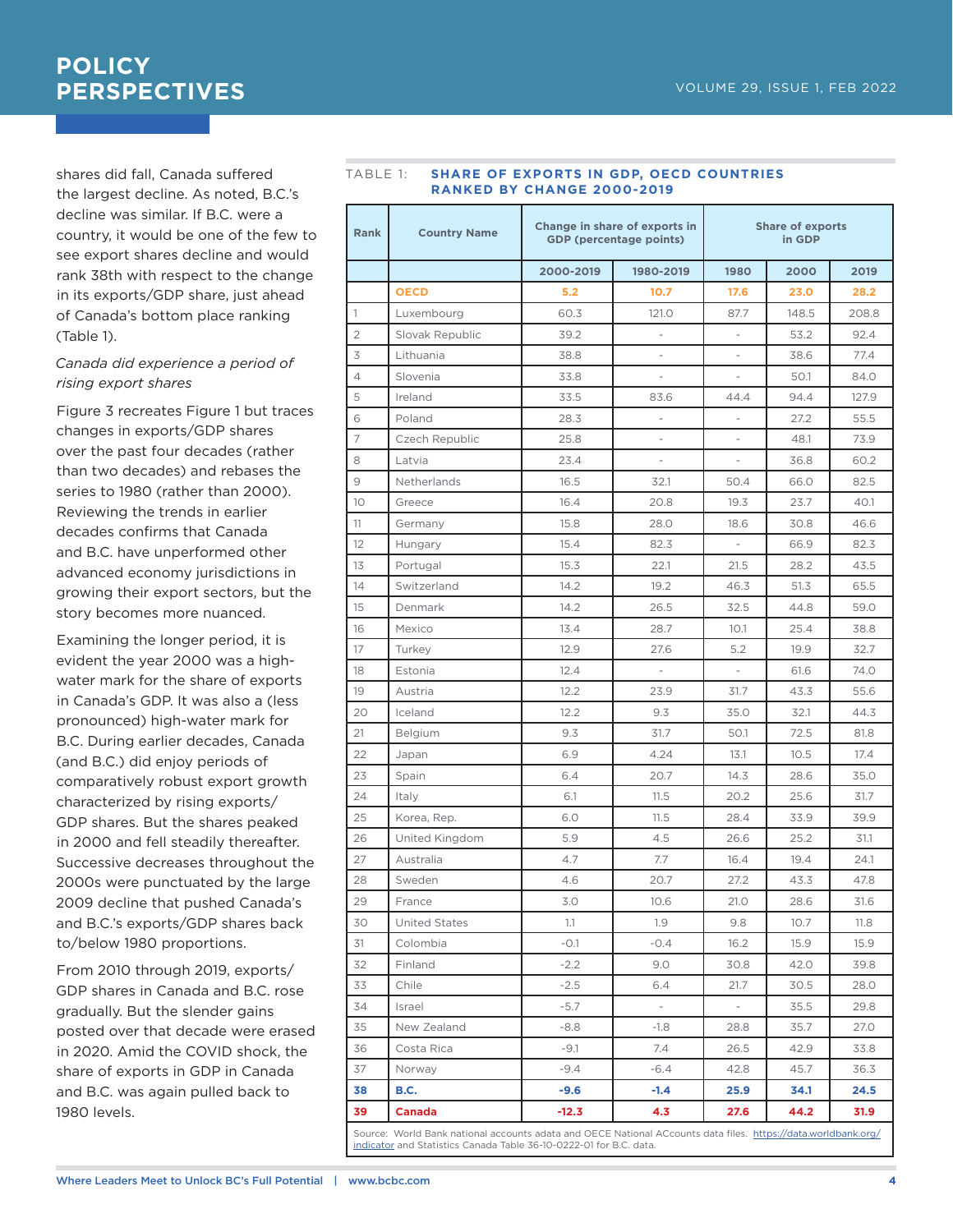shares did fall, Canada suffered the largest decline. As noted, B.C.'s decline was similar. If B.C. were a country, it would be one of the few to see export shares decline and would rank 38th with respect to the change in its exports/GDP share, just ahead of Canada's bottom place ranking (Table 1).

*Canada did experience a period of rising export shares*

Figure 3 recreates Figure 1 but traces changes in exports/GDP shares over the past four decades (rather than two decades) and rebases the series to 1980 (rather than 2000). Reviewing the trends in earlier decades confirms that Canada and B.C. have unperformed other advanced economy jurisdictions in growing their export sectors, but the story becomes more nuanced.

Examining the longer period, it is evident the year 2000 was a high-water mark for the share of exports in Canada's GDP. It was also a (less pronounced) high-water mark for B.C. During earlier decades, Canada (and B.C.) did enjoy periods of comparatively robust export growth characterized by rising exports/GDP shares. But the shares peaked in 2000 and fell steadily thereafter. Successive decreases throughout the 2000s were punctuated by the large 2009 decline that pushed Canada's and B.C.'s exports/GDP shares back to/below 1980 proportions.

From 2010 through 2019, exports/GDP shares in Canada and B.C. rose gradually. But the slender gains posted over that decade were erased in 2020. Amid the COVID shock, the share of exports in GDP in Canada and B.C. was again pulled back to 1980 levels.

TABLE 1: **SHARE OF EXPORTS IN GDP, OECD COUNTRIES RANKED BY CHANGE 2000-2019**

| Rank | Country Name | Change in share of exports in GDP (percentage points) | | Share of exports in GDP | | |
|---|---|---|---|---|---|---|
| | | 2000-2019 | 1980-2019 | 1980 | 2000 | 2019 |
| | **OECD** | **5.2** | **10.7** | **17.6** | **23.0** | **28.2** |
| 1 | Luxembourg | 60.3 | 121.0 | 87.7 | 148.5 | 208.8 |
| 2 | Slovak Republic | 39.2 | - | - | 53.2 | 92.4 |
| 3 | Lithuania | 38.8 | - | - | 38.6 | 77.4 |
| 4 | Slovenia | 33.8 | - | - | 50.1 | 84.0 |
| 5 | Ireland | 33.5 | 83.6 | 44.4 | 94.4 | 127.9 |
| 6 | Poland | 28.3 | - | - | 27.2 | 55.5 |
| 7 | Czech Republic | 25.8 | - | - | 48.1 | 73.9 |
| 8 | Latvia | 23.4 | - | - | 36.8 | 60.2 |
| 9 | Netherlands | 16.5 | 32.1 | 50.4 | 66.0 | 82.5 |
| 10 | Greece | 16.4 | 20.8 | 19.3 | 23.7 | 40.1 |
| 11 | Germany | 15.8 | 28.0 | 18.6 | 30.8 | 46.6 |
| 12 | Hungary | 15.4 | 82.3 | - | 66.9 | 82.3 |
| 13 | Portugal | 15.3 | 22.1 | 21.5 | 28.2 | 43.5 |
| 14 | Switzerland | 14.2 | 19.2 | 46.3 | 51.3 | 65.5 |
| 15 | Denmark | 14.2 | 26.5 | 32.5 | 44.8 | 59.0 |
| 16 | Mexico | 13.4 | 28.7 | 10.1 | 25.4 | 38.8 |
| 17 | Turkey | 12.9 | 27.6 | 5.2 | 19.9 | 32.7 |
| 18 | Estonia | 12.4 | - | - | 61.6 | 74.0 |
| 19 | Austria | 12.2 | 23.9 | 31.7 | 43.3 | 55.6 |
| 20 | Iceland | 12.2 | 9.3 | 35.0 | 32.1 | 44.3 |
| 21 | Belgium | 9.3 | 31.7 | 50.1 | 72.5 | 81.8 |
| 22 | Japan | 6.9 | 4.24 | 13.1 | 10.5 | 17.4 |
| 23 | Spain | 6.4 | 20.7 | 14.3 | 28.6 | 35.0 |
| 24 | Italy | 6.1 | 11.5 | 20.2 | 25.6 | 31.7 |
| 25 | Korea, Rep. | 6.0 | 11.5 | 28.4 | 33.9 | 39.9 |
| 26 | United Kingdom | 5.9 | 4.5 | 26.6 | 25.2 | 31.1 |
| 27 | Australia | 4.7 | 7.7 | 16.4 | 19.4 | 24.1 |
| 28 | Sweden | 4.6 | 20.7 | 27.2 | 43.3 | 47.8 |
| 29 | France | 3.0 | 10.6 | 21.0 | 28.6 | 31.6 |
| 30 | United States | 1.1 | 1.9 | 9.8 | 10.7 | 11.8 |
| 31 | Colombia | -0.1 | -0.4 | 16.2 | 15.9 | 15.9 |
| 32 | Finland | -2.2 | 9.0 | 30.8 | 42.0 | 39.8 |
| 33 | Chile | -2.5 | 6.4 | 21.7 | 30.5 | 28.0 |
| 34 | Israel | -5.7 | - | - | 35.5 | 29.8 |
| 35 | New Zealand | -8.8 | -1.8 | 28.8 | 35.7 | 27.0 |
| 36 | Costa Rica | -9.1 | 7.4 | 26.5 | 42.9 | 33.8 |
| 37 | Norway | -9.4 | -6.4 | 42.8 | 45.7 | 36.3 |
| **38** | **B.C.** | **-9.6** | **-1.4** | **25.9** | **34.1** | **24.5** |
| **39** | **Canada** | **-12.3** | **4.3** | **27.6** | **44.2** | **31.9** |

Source: World Bank national accounts adata and OECE National ACcounts data files. https://data.worldbank.org/indicator and Statistics Canada Table 36-10-0222-01 for B.C. data.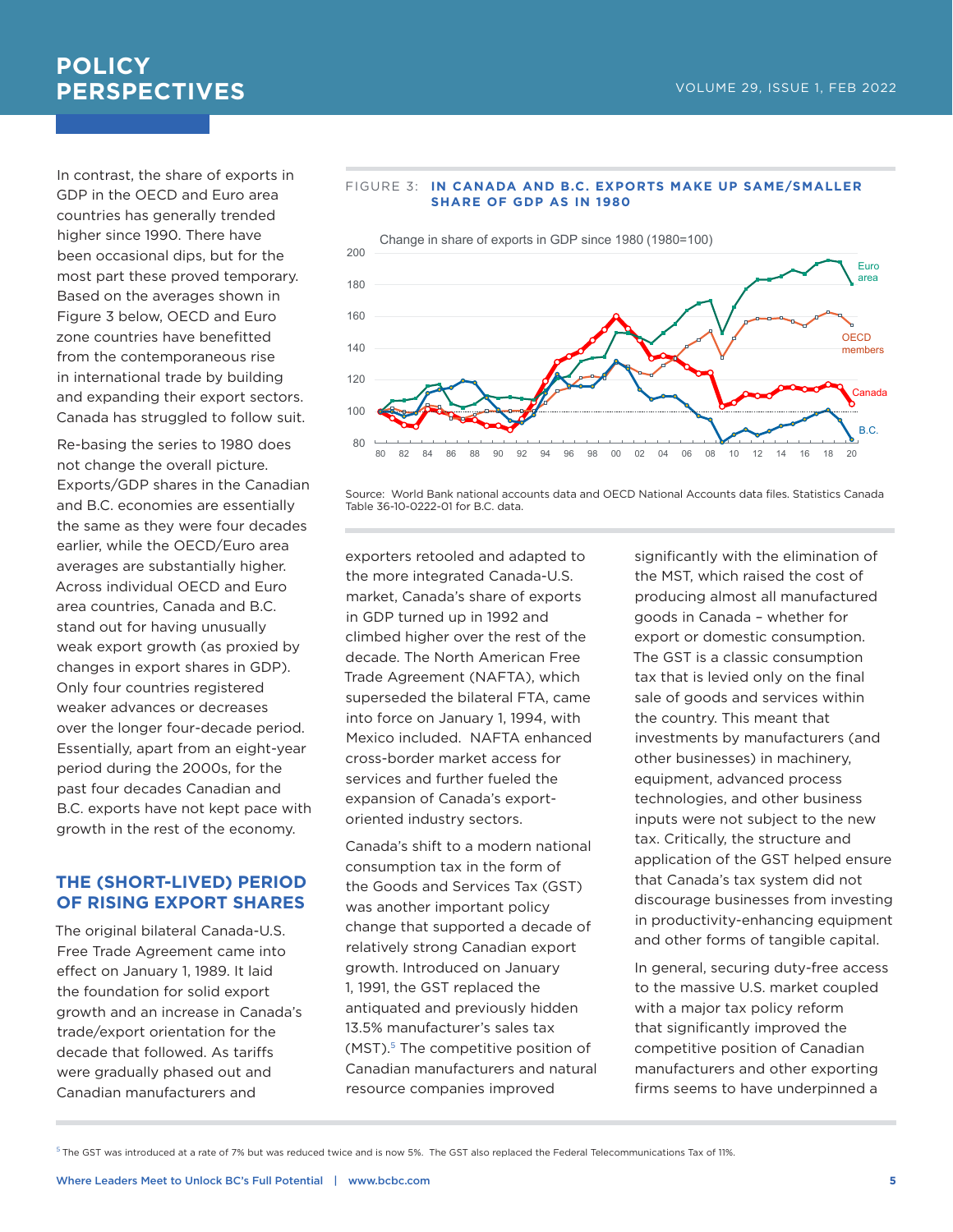In contrast, the share of exports in GDP in the OECD and Euro area countries has generally trended higher since 1990. There have been occasional dips, but for the most part these proved temporary. Based on the averages shown in Figure 3 below, OECD and Euro zone countries have benefitted from the contemporaneous rise in international trade by building and expanding their export sectors. Canada has struggled to follow suit.

Re-basing the series to 1980 does not change the overall picture. Exports/GDP shares in the Canadian and B.C. economies are essentially the same as they were four decades earlier, while the OECD/Euro area averages are substantially higher. Across individual OECD and Euro area countries, Canada and B.C. stand out for having unusually weak export growth (as proxied by changes in export shares in GDP). Only four countries registered weaker advances or decreases over the longer four-decade period. Essentially, apart from an eight-year period during the 2000s, for the past four decades Canadian and B.C. exports have not kept pace with growth in the rest of the economy.

FIGURE 3: **IN CANADA AND B.C. EXPORTS MAKE UP SAME/SMALLER SHARE OF GDP AS IN 1980**

Change in share of exports in GDP since 1980 (1980=100)

Source: World Bank national accounts data and OECD National Accounts data files. Statistics Canada Table 36-10-0222-01 for B.C. data.

## THE (SHORT-LIVED) PERIOD OF RISING EXPORT SHARES

The original bilateral Canada-U.S. Free Trade Agreement came into effect on January 1, 1989. It laid the foundation for solid export growth and an increase in Canada's trade/export orientation for the decade that followed. As tariffs were gradually phased out and Canadian manufacturers and exporters retooled and adapted to the more integrated Canada-U.S. market, Canada's share of exports in GDP turned up in 1992 and climbed higher over the rest of the decade. The North American Free Trade Agreement (NAFTA), which superseded the bilateral FTA, came into force on January 1, 1994, with Mexico included. NAFTA enhanced cross-border market access for services and further fueled the expansion of Canada's export-oriented industry sectors.

Canada's shift to a modern national consumption tax in the form of the Goods and Services Tax (GST) was another important policy change that supported a decade of relatively strong Canadian export growth. Introduced on January 1, 1991, the GST replaced the antiquated and previously hidden 13.5% manufacturer's sales tax (MST).[5] The competitive position of Canadian manufacturers and natural resource companies improved significantly with the elimination of the MST, which raised the cost of producing almost all manufactured goods in Canada – whether for export or domestic consumption. The GST is a classic consumption tax that is levied only on the final sale of goods and services within the country. This meant that investments by manufacturers (and other businesses) in machinery, equipment, advanced process technologies, and other business inputs were not subject to the new tax. Critically, the structure and application of the GST helped ensure that Canada's tax system did not discourage businesses from investing in productivity-enhancing equipment and other forms of tangible capital.

In general, securing duty-free access to the massive U.S. market coupled with a major tax policy reform that significantly improved the competitive position of Canadian manufacturers and other exporting firms seems to have underpinned a

[5] The GST was introduced at a rate of 7% but was reduced twice and is now 5%. The GST also replaced the Federal Telecommunications Tax of 11%.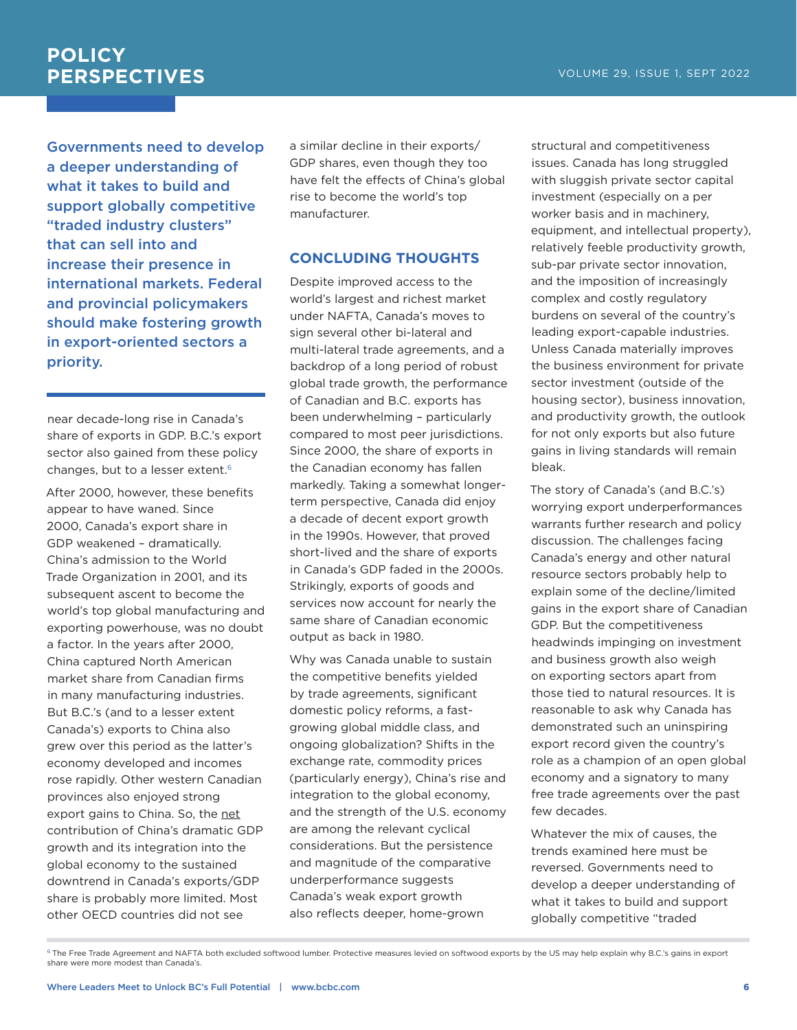> **Governments need to develop a deeper understanding of what it takes to build and support globally competitive "traded industry clusters" that can sell into and increase their presence in international markets. Federal and provincial policymakers should make fostering growth in export-oriented sectors a priority.**

near decade-long rise in Canada's share of exports in GDP. B.C.'s export sector also gained from these policy changes, but to a lesser extent.[6]

After 2000, however, these benefits appear to have waned. Since 2000, Canada's export share in GDP weakened – dramatically. China's admission to the World Trade Organization in 2001, and its subsequent ascent to become the world's top global manufacturing and exporting powerhouse, was no doubt a factor. In the years after 2000, China captured North American market share from Canadian firms in many manufacturing industries. But B.C.'s (and to a lesser extent Canada's) exports to China also grew over this period as the latter's economy developed and incomes rose rapidly. Other western Canadian provinces also enjoyed strong export gains to China. So, the net contribution of China's dramatic GDP growth and its integration into the global economy to the sustained downtrend in Canada's exports/GDP share is probably more limited. Most other OECD countries did not see a similar decline in their exports/GDP shares, even though they too have felt the effects of China's global rise to become the world's top manufacturer.

## CONCLUDING THOUGHTS

Despite improved access to the world's largest and richest market under NAFTA, Canada's moves to sign several other bi-lateral and multi-lateral trade agreements, and a backdrop of a long period of robust global trade growth, the performance of Canadian and B.C. exports has been underwhelming – particularly compared to most peer jurisdictions. Since 2000, the share of exports in the Canadian economy has fallen markedly. Taking a somewhat longer-term perspective, Canada did enjoy a decade of decent export growth in the 1990s. However, that proved short-lived and the share of exports in Canada's GDP faded in the 2000s. Strikingly, exports of goods and services now account for nearly the same share of Canadian economic output as back in 1980.

Why was Canada unable to sustain the competitive benefits yielded by trade agreements, significant domestic policy reforms, a fast-growing global middle class, and ongoing globalization? Shifts in the exchange rate, commodity prices (particularly energy), China's rise and integration to the global economy, and the strength of the U.S. economy are among the relevant cyclical considerations. But the persistence and magnitude of the comparative underperformance suggests Canada's weak export growth also reflects deeper, home-grown structural and competitiveness issues. Canada has long struggled with sluggish private sector capital investment (especially on a per worker basis and in machinery, equipment, and intellectual property), relatively feeble productivity growth, sub-par private sector innovation, and the imposition of increasingly complex and costly regulatory burdens on several of the country's leading export-capable industries. Unless Canada materially improves the business environment for private sector investment (outside of the housing sector), business innovation, and productivity growth, the outlook for not only exports but also future gains in living standards will remain bleak.

The story of Canada's (and B.C.'s) worrying export underperformances warrants further research and policy discussion. The challenges facing Canada's energy and other natural resource sectors probably help to explain some of the decline/limited gains in the export share of Canadian GDP. But the competitiveness headwinds impinging on investment and business growth also weigh on exporting sectors apart from those tied to natural resources. It is reasonable to ask why Canada has demonstrated such an uninspiring export record given the country's role as a champion of an open global economy and a signatory to many free trade agreements over the past few decades.

Whatever the mix of causes, the trends examined here must be reversed. Governments need to develop a deeper understanding of what it takes to build and support globally competitive "traded

---

[6] The Free Trade Agreement and NAFTA both excluded softwood lumber. Protective measures levied on softwood exports by the US may help explain why B.C.'s gains in export share were more modest than Canada's.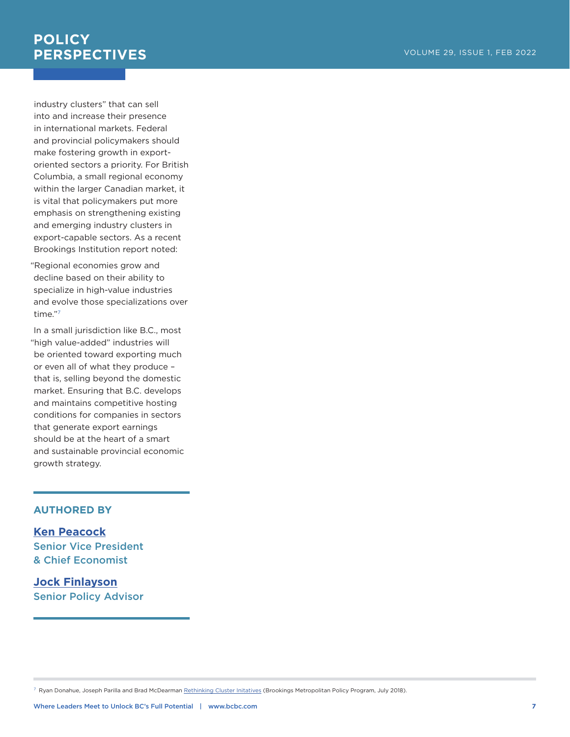industry clusters" that can sell into and increase their presence in international markets. Federal and provincial policymakers should make fostering growth in export-oriented sectors a priority. For British Columbia, a small regional economy within the larger Canadian market, it is vital that policymakers put more emphasis on strengthening existing and emerging industry clusters in export-capable sectors. As a recent Brookings Institution report noted:

"Regional economies grow and decline based on their ability to specialize in high-value industries and evolve those specializations over time."[7]

In a small jurisdiction like B.C., most "high value-added" industries will be oriented toward exporting much or even all of what they produce – that is, selling beyond the domestic market. Ensuring that B.C. develops and maintains competitive hosting conditions for companies in sectors that generate export earnings should be at the heart of a smart and sustainable provincial economic growth strategy.

## AUTHORED BY

**Ken Peacock**
Senior Vice President & Chief Economist

**Jock Finlayson**
Senior Policy Advisor

---

[7] Ryan Donahue, Joseph Parilla and Brad McDearman Rethinking Cluster Initatives (Brookings Metropolitan Policy Program, July 2018).